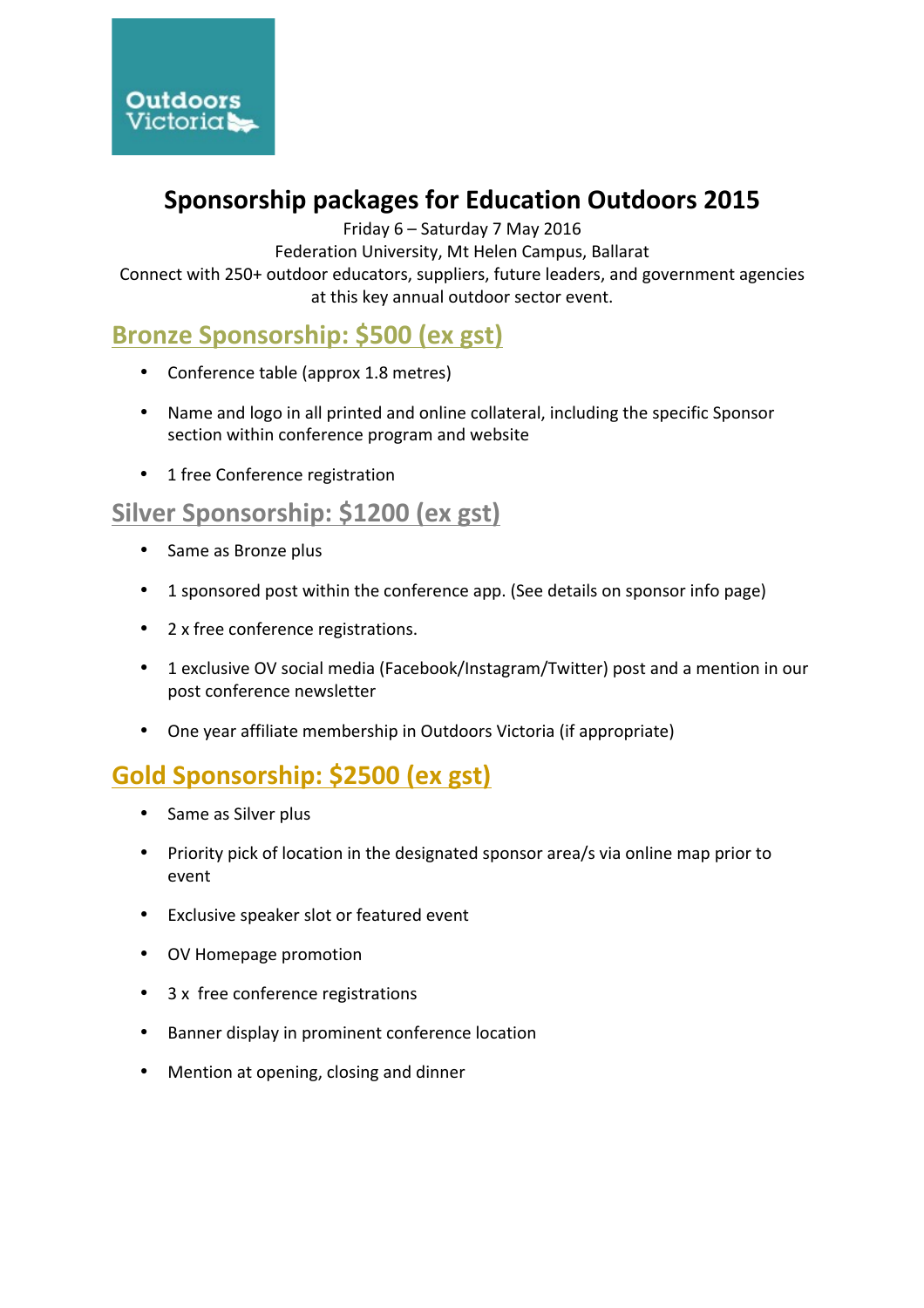Outdoors Victoria

# Sponsorship packages for Education Outdoors 2015

Friday 6 – Saturday 7 May 2016

Federation University, Mt Helen Campus, Ballarat

Connect with 250+ outdoor educators, suppliers, future leaders, and government agencies at this key annual outdoor sector event.

## Bronze Sponsorship: $500 (ex gst)

- Conference table (approx 1.8 metres)
- Name and logo in all printed and online collateral, including the specific Sponsor section within conference program and website
- 1 free Conference registration

## Silver Sponsorship: $1200 (ex gst)

- Same as Bronze plus
- 1 sponsored post within the conference app. (See details on sponsor info page)
- 2 x free conference registrations.
- 1 exclusive OV social media (Facebook/Instagram/Twitter) post and a mention in our post conference newsletter
- One year affiliate membership in Outdoors Victoria (if appropriate)

## Gold Sponsorship: $2500 (ex gst)

- Same as Silver plus
- Priority pick of location in the designated sponsor area/s via online map prior to event
- Exclusive speaker slot or featured event
- OV Homepage promotion
- 3 x free conference registrations
- Banner display in prominent conference location
- Mention at opening, closing and dinner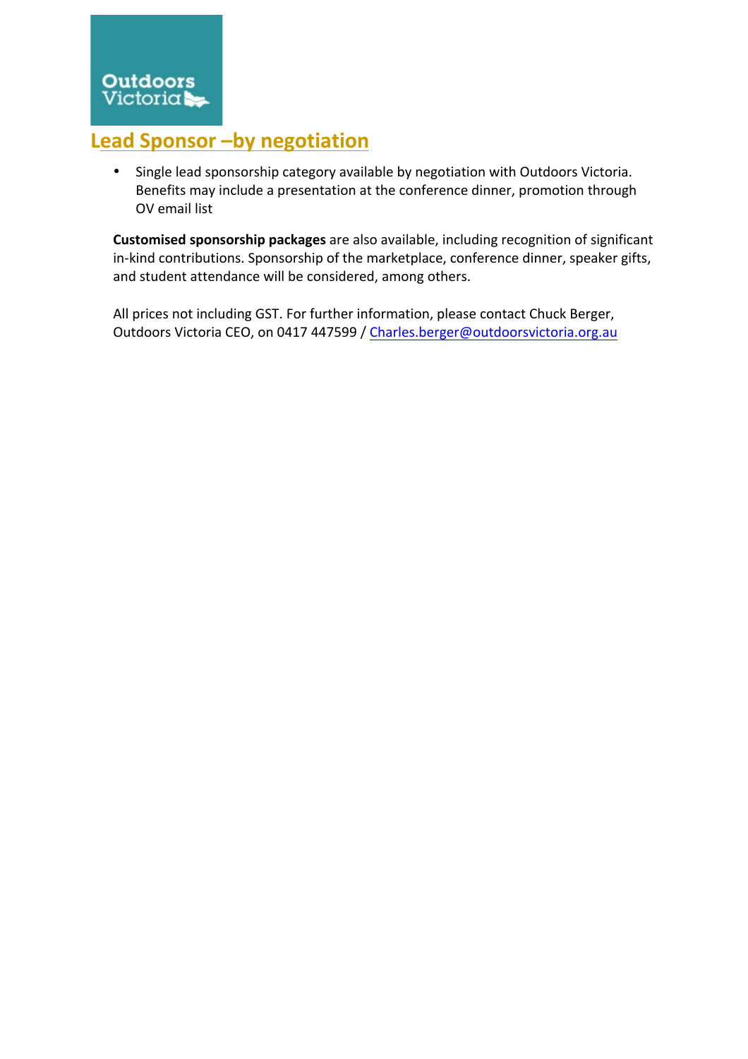## Lead Sponsor –by negotiation

- Single lead sponsorship category available by negotiation with Outdoors Victoria. Benefits may include a presentation at the conference dinner, promotion through OV email list

**Customised sponsorship packages** are also available, including recognition of significant in-kind contributions. Sponsorship of the marketplace, conference dinner, speaker gifts, and student attendance will be considered, among others.

All prices not including GST. For further information, please contact Chuck Berger, Outdoors Victoria CEO, on 0417 447599 / Charles.berger@outdoorsvictoria.org.au